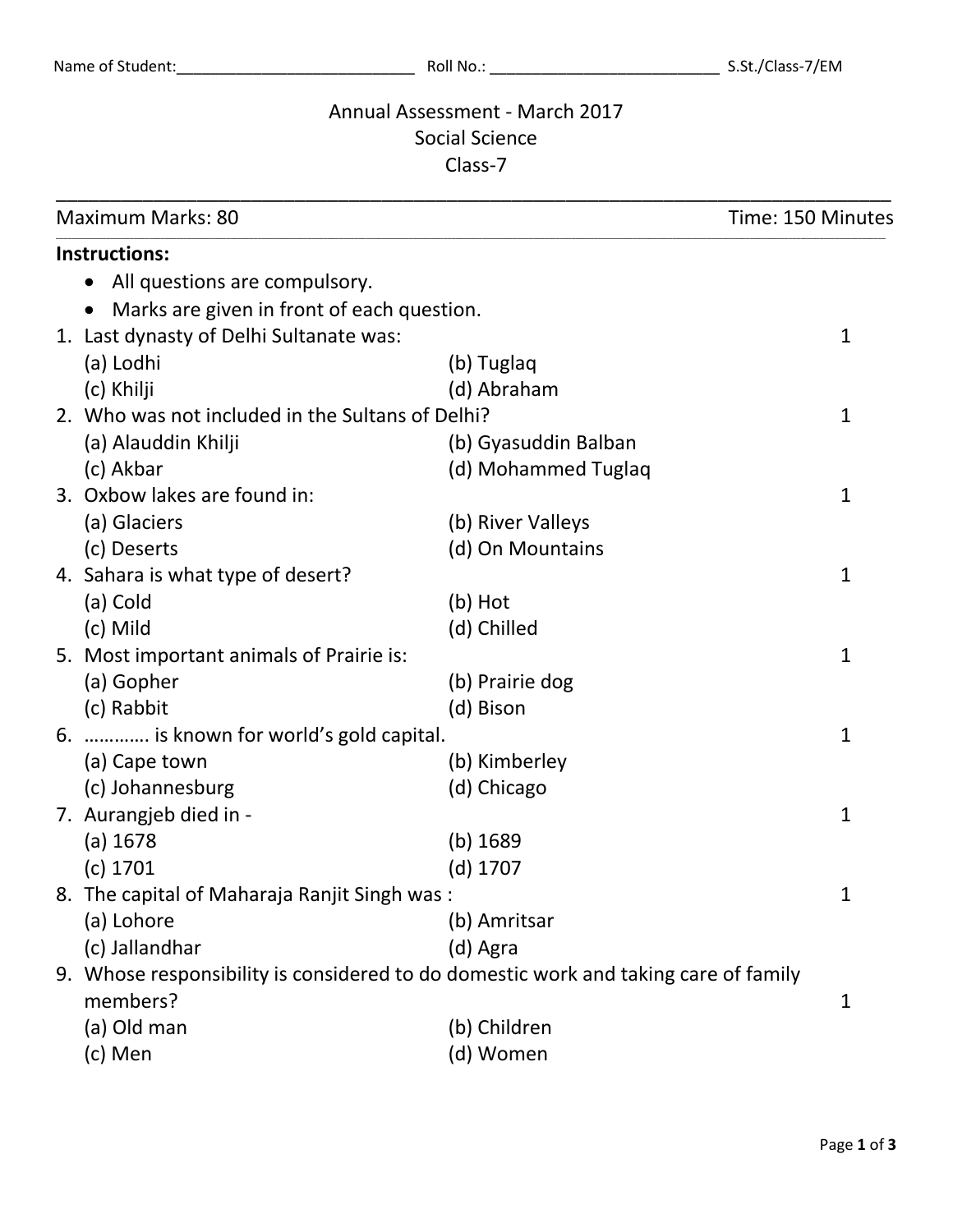Name of Student:___________________________ Roll No.: __________________________ S.St./Class-7/EM

# Annual Assessment - March 2017
## Social Science
## Class-7

Maximum Marks: 80 Time: 150 Minutes

**Instructions:**

- All questions are compulsory.
- Marks are given in front of each question.

1. Last dynasty of Delhi Sultanate was: 1
   (a) Lodhi (b) Tuglaq
   (c) Khilji (d) Abraham
2. Who was not included in the Sultans of Delhi? 1
   (a) Alauddin Khilji (b) Gyasuddin Balban
   (c) Akbar (d) Mohammed Tuglaq
3. Oxbow lakes are found in: 1
   (a) Glaciers (b) River Valleys
   (c) Deserts (d) On Mountains
4. Sahara is what type of desert? 1
   (a) Cold (b) Hot
   (c) Mild (d) Chilled
5. Most important animals of Prairie is: 1
   (a) Gopher (b) Prairie dog
   (c) Rabbit (d) Bison
6. ………… is known for world's gold capital. 1
   (a) Cape town (b) Kimberley
   (c) Johannesburg (d) Chicago
7. Aurangjeb died in - 1
   (a) 1678 (b) 1689
   (c) 1701 (d) 1707
8. The capital of Maharaja Ranjit Singh was : 1
   (a) Lohore (b) Amritsar
   (c) Jallandhar (d) Agra
9. Whose responsibility is considered to do domestic work and taking care of family members? 1
   (a) Old man (b) Children
   (c) Men (d) Women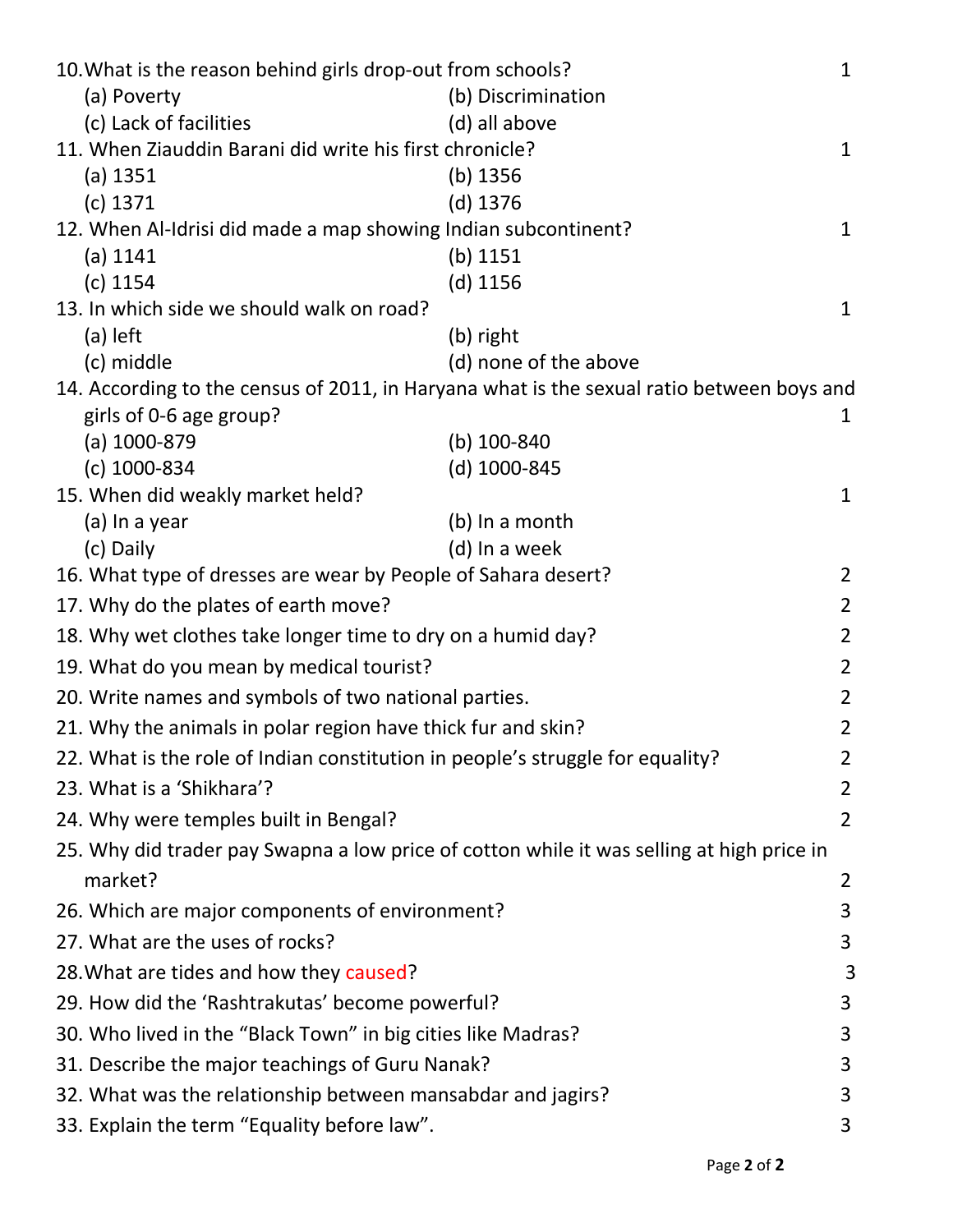10. What is the reason behind girls drop-out from schools? 1

(a) Poverty (b) Discrimination

(c) Lack of facilities (d) all above

11. When Ziauddin Barani did write his first chronicle? 1

(a) 1351 (b) 1356

(c) 1371 (d) 1376

12. When Al-Idrisi did made a map showing Indian subcontinent? 1

(a) 1141 (b) 1151

(c) 1154 (d) 1156

13. In which side we should walk on road? 1

(a) left (b) right

(c) middle (d) none of the above

14. According to the census of 2011, in Haryana what is the sexual ratio between boys and girls of 0-6 age group? 1

(a) 1000-879 (b) 100-840

(c) 1000-834 (d) 1000-845

15. When did weakly market held? 1

(a) In a year (b) In a month

(c) Daily (d) In a week

16. What type of dresses are wear by People of Sahara desert? 2

17. Why do the plates of earth move? 2

18. Why wet clothes take longer time to dry on a humid day? 2

19. What do you mean by medical tourist? 2

20. Write names and symbols of two national parties. 2

21. Why the animals in polar region have thick fur and skin? 2

22. What is the role of Indian constitution in people's struggle for equality? 2

23. What is a 'Shikhara'? 2

24. Why were temples built in Bengal? 2

25. Why did trader pay Swapna a low price of cotton while it was selling at high price in market? 2

26. Which are major components of environment? 3

27. What are the uses of rocks? 3

28. What are tides and how they caused? 3

29. How did the 'Rashtrakutas' become powerful? 3

30. Who lived in the "Black Town" in big cities like Madras? 3

31. Describe the major teachings of Guru Nanak? 3

32. What was the relationship between mansabdar and jagirs? 3

33. Explain the term "Equality before law". 3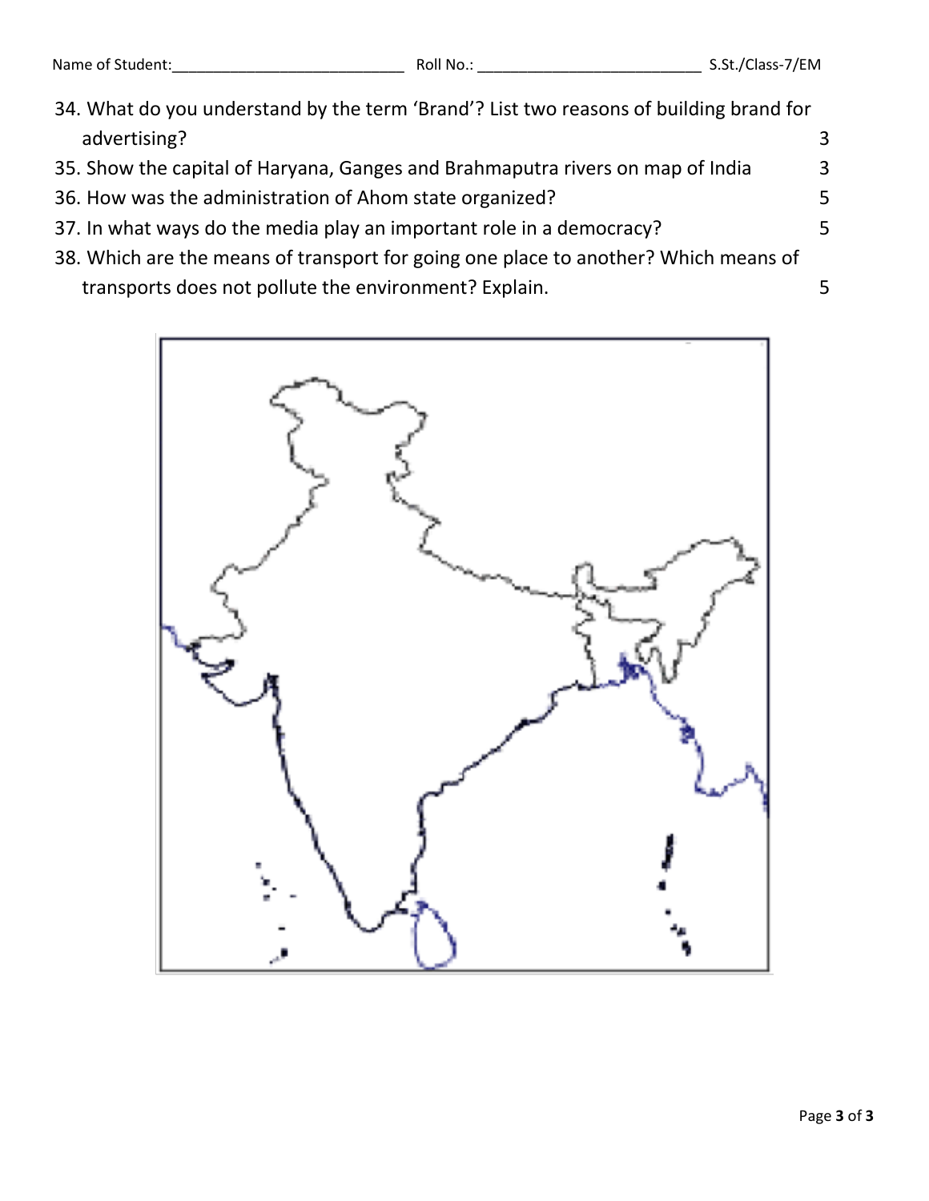34. What do you understand by the term ‘Brand’? List two reasons of building brand for advertising? 3

35. Show the capital of Haryana, Ganges and Brahmaputra rivers on map of India 3

36. How was the administration of Ahom state organized? 5

37. In what ways do the media play an important role in a democracy? 5

38. Which are the means of transport for going one place to another? Which means of transports does not pollute the environment? Explain. 5